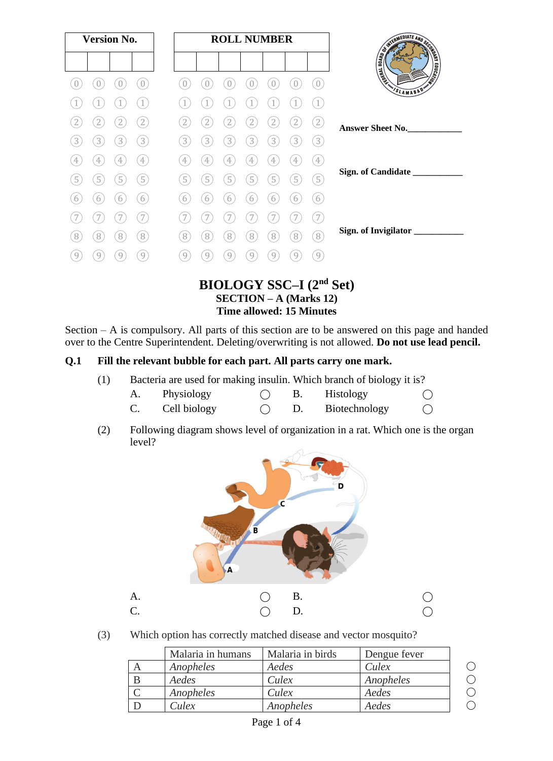| Version No. | | | |
|---|---|---|---|
| | | | |

| ROLL NUMBER | | | | | | |
|---|---|---|---|---|---|---|
| | | | | | | |

Answer Sheet No.____________

Sign. of Candidate ___________

Sign. of Invigilator ___________

# BIOLOGY SSC–I (2nd Set)

## SECTION – A (Marks 12)

## Time allowed: 15 Minutes

Section – A is compulsory. All parts of this section are to be answered on this page and handed over to the Centre Superintendent. Deleting/overwriting is not allowed. **Do not use lead pencil.**

**Q.1 Fill the relevant bubble for each part. All parts carry one mark.**

(1) Bacteria are used for making insulin. Which branch of biology it is?

A. Physiology ◯ B. Histology ◯
C. Cell biology ◯ D. Biotechnology ◯

(2) Following diagram shows level of organization in a rat. Which one is the organ level?

A. ◯ B. ◯
C. ◯ D. ◯

(3) Which option has correctly matched disease and vector mosquito?

| | Malaria in humans | Malaria in birds | Dengue fever | |
|---|---|---|---|---|
| A | *Anopheles* | *Aedes* | *Culex* | ◯ |
| B | *Aedes* | *Culex* | *Anopheles* | ◯ |
| C | *Anopheles* | *Culex* | *Aedes* | ◯ |
| D | *Culex* | *Anopheles* | *Aedes* | ◯ |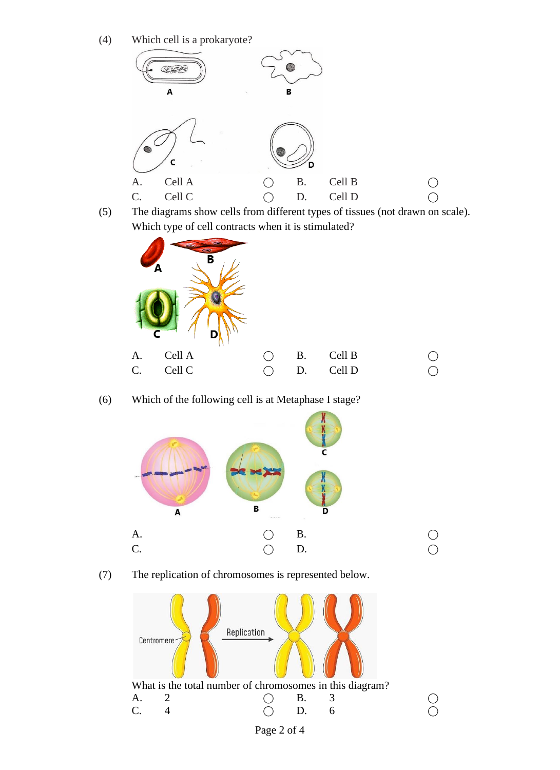(4) Which cell is a prokaryote?

A. Cell A ◯ B. Cell B ◯
C. Cell C ◯ D. Cell D ◯

(5) The diagrams show cells from different types of tissues (not drawn on scale). Which type of cell contracts when it is stimulated?

A. Cell A ◯ B. Cell B ◯
C. Cell C ◯ D. Cell D ◯

(6) Which of the following cell is at Metaphase I stage?

A. ◯ B. ◯
C. ◯ D. ◯

(7) The replication of chromosomes is represented below.

What is the total number of chromosomes in this diagram?

A. 2 ◯ B. 3 ◯
C. 4 ◯ D. 6 ◯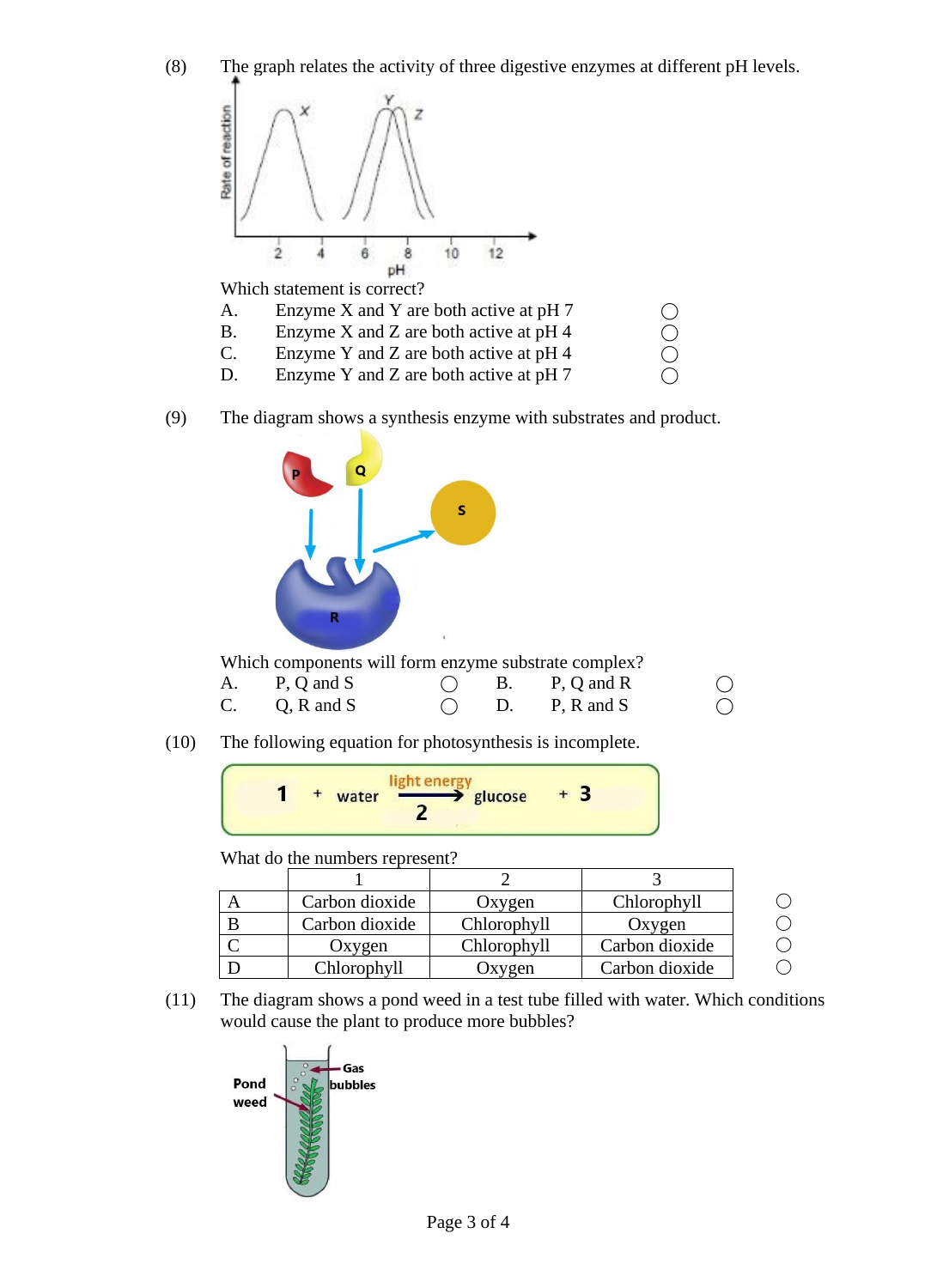(8) The graph relates the activity of three digestive enzymes at different pH levels.

Which statement is correct?

A. Enzyme X and Y are both active at pH 7 ◯
B. Enzyme X and Z are both active at pH 4 ◯
C. Enzyme Y and Z are both active at pH 4 ◯
D. Enzyme Y and Z are both active at pH 7 ◯

(9) The diagram shows a synthesis enzyme with substrates and product.

Which components will form enzyme substrate complex?

A. P, Q and S ◯ B. P, Q and R ◯
C. Q, R and S ◯ D. P, R and S ◯

(10) The following equation for photosynthesis is incomplete.

**1** + water $\xrightarrow[\mathbf{2}]{\text{light energy}}$ glucose + **3**

What do the numbers represent?

| | 1 | 2 | 3 | |
|---|---|---|---|---|
| A | Carbon dioxide | Oxygen | Chlorophyll | ◯ |
| B | Carbon dioxide | Chlorophyll | Oxygen | ◯ |
| C | Oxygen | Chlorophyll | Carbon dioxide | ◯ |
| D | Chlorophyll | Oxygen | Carbon dioxide | ◯ |

(11) The diagram shows a pond weed in a test tube filled with water. Which conditions would cause the plant to produce more bubbles?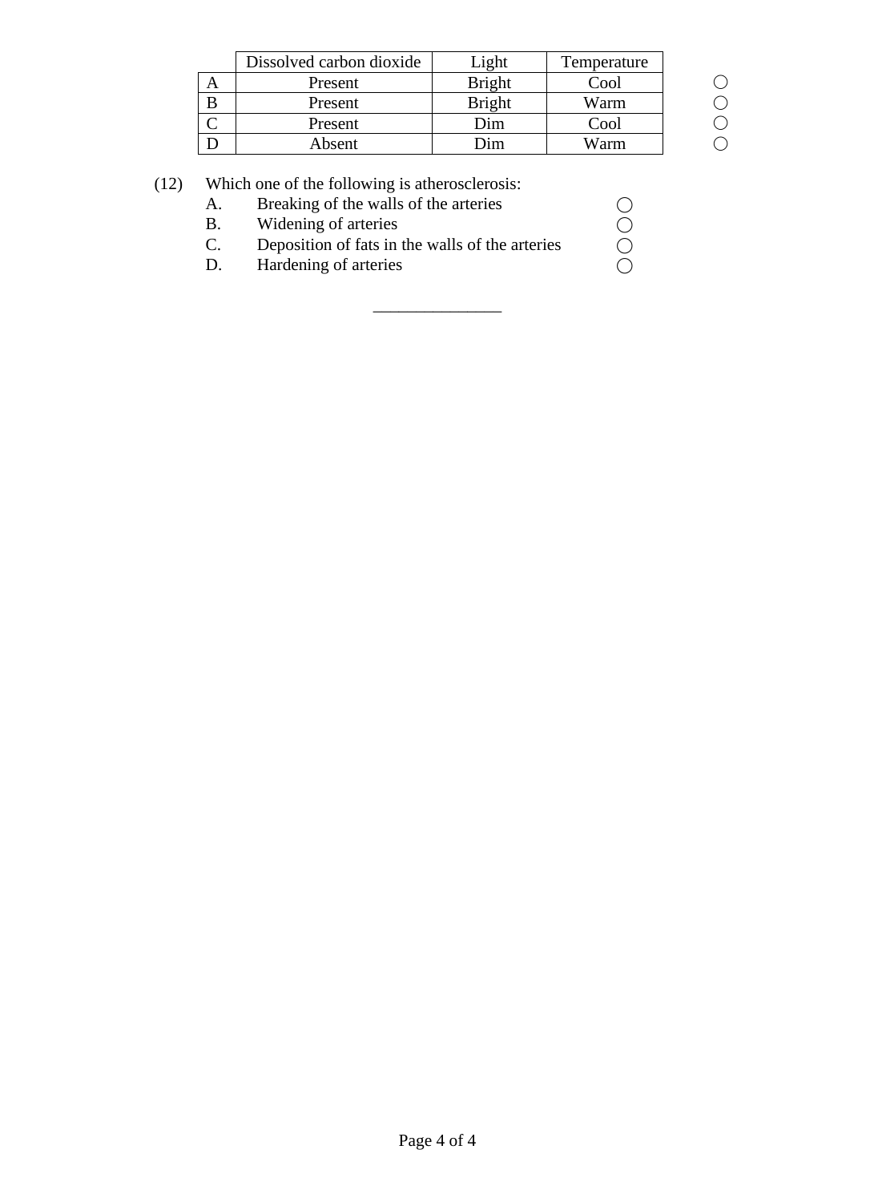| | Dissolved carbon dioxide | Light | Temperature | |
|---|---|---|---|---|
| A | Present | Bright | Cool | ◯ |
| B | Present | Bright | Warm | ◯ |
| C | Present | Dim | Cool | ◯ |
| D | Absent | Dim | Warm | ◯ |

(12) Which one of the following is atherosclerosis:

A. Breaking of the walls of the arteries ◯
B. Widening of arteries ◯
C. Deposition of fats in the walls of the arteries ◯
D. Hardening of arteries ◯

_______________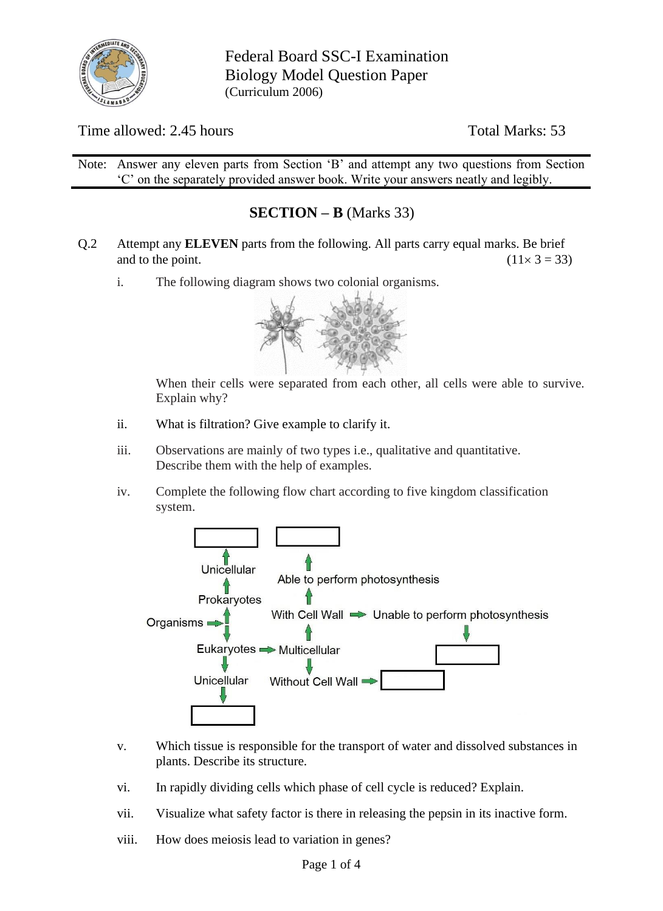Federal Board SSC-I Examination
Biology Model Question Paper
(Curriculum 2006)

Time allowed: 2.45 hours | Total Marks: 53

Note: Answer any eleven parts from Section 'B' and attempt any two questions from Section 'C' on the separately provided answer book. Write your answers neatly and legibly.

## SECTION – B (Marks 33)

Q.2 Attempt any **ELEVEN** parts from the following. All parts carry equal marks. Be brief and to the point. (11× 3 = 33)

i. The following diagram shows two colonial organisms.

When their cells were separated from each other, all cells were able to survive. Explain why?

ii. What is filtration? Give example to clarify it.

iii. Observations are mainly of two types i.e., qualitative and quantitative. Describe them with the help of examples.

iv. Complete the following flow chart according to five kingdom classification system.

Organisms → Prokaryotes → Unicellular → [ ]

Organisms → Eukaryotes → Unicellular → [ ]

Eukaryotes → Multicellular → With Cell Wall → Able to perform photosynthesis → [ ]

With Cell Wall → Unable to perform photosynthesis → [ ]

Multicellular → Without Cell Wall → [ ]

v. Which tissue is responsible for the transport of water and dissolved substances in plants. Describe its structure.

vi. In rapidly dividing cells which phase of cell cycle is reduced? Explain.

vii. Visualize what safety factor is there in releasing the pepsin in its inactive form.

viii. How does meiosis lead to variation in genes?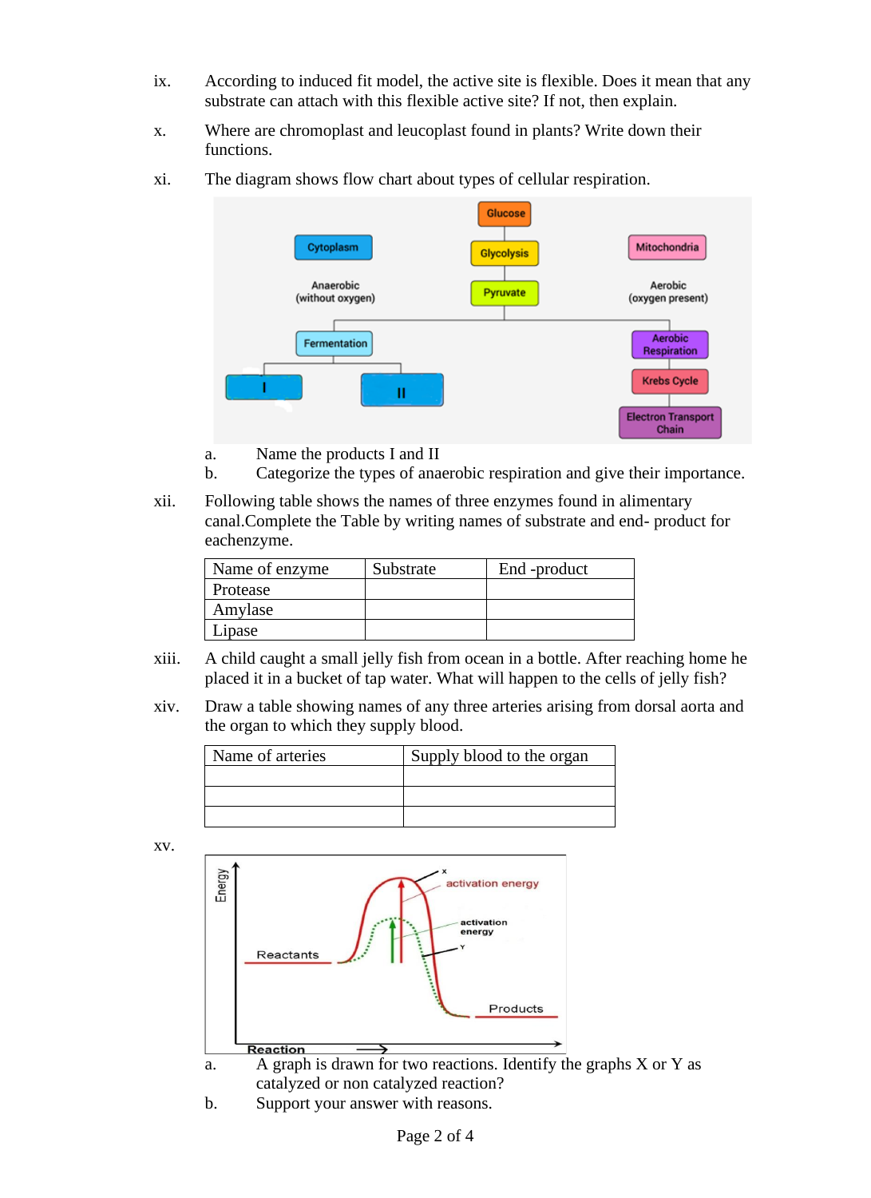ix. According to induced fit model, the active site is flexible. Does it mean that any substrate can attach with this flexible active site? If not, then explain.

x. Where are chromoplast and leucoplast found in plants? Write down their functions.

xi. The diagram shows flow chart about types of cellular respiration.

a. Name the products I and II

b. Categorize the types of anaerobic respiration and give their importance.

xii. Following table shows the names of three enzymes found in alimentary canal.Complete the Table by writing names of substrate and end- product for eachenzyme.

| Name of enzyme | Substrate | End -product |
|---|---|---|
| Protease | | |
| Amylase | | |
| Lipase | | |

xiii. A child caught a small jelly fish from ocean in a bottle. After reaching home he placed it in a bucket of tap water. What will happen to the cells of jelly fish?

xiv. Draw a table showing names of any three arteries arising from dorsal aorta and the organ to which they supply blood.

| Name of arteries | Supply blood to the organ |
|---|---|
| | |
| | |
| | |

xv.

a. A graph is drawn for two reactions. Identify the graphs X or Y as catalyzed or non catalyzed reaction?

b. Support your answer with reasons.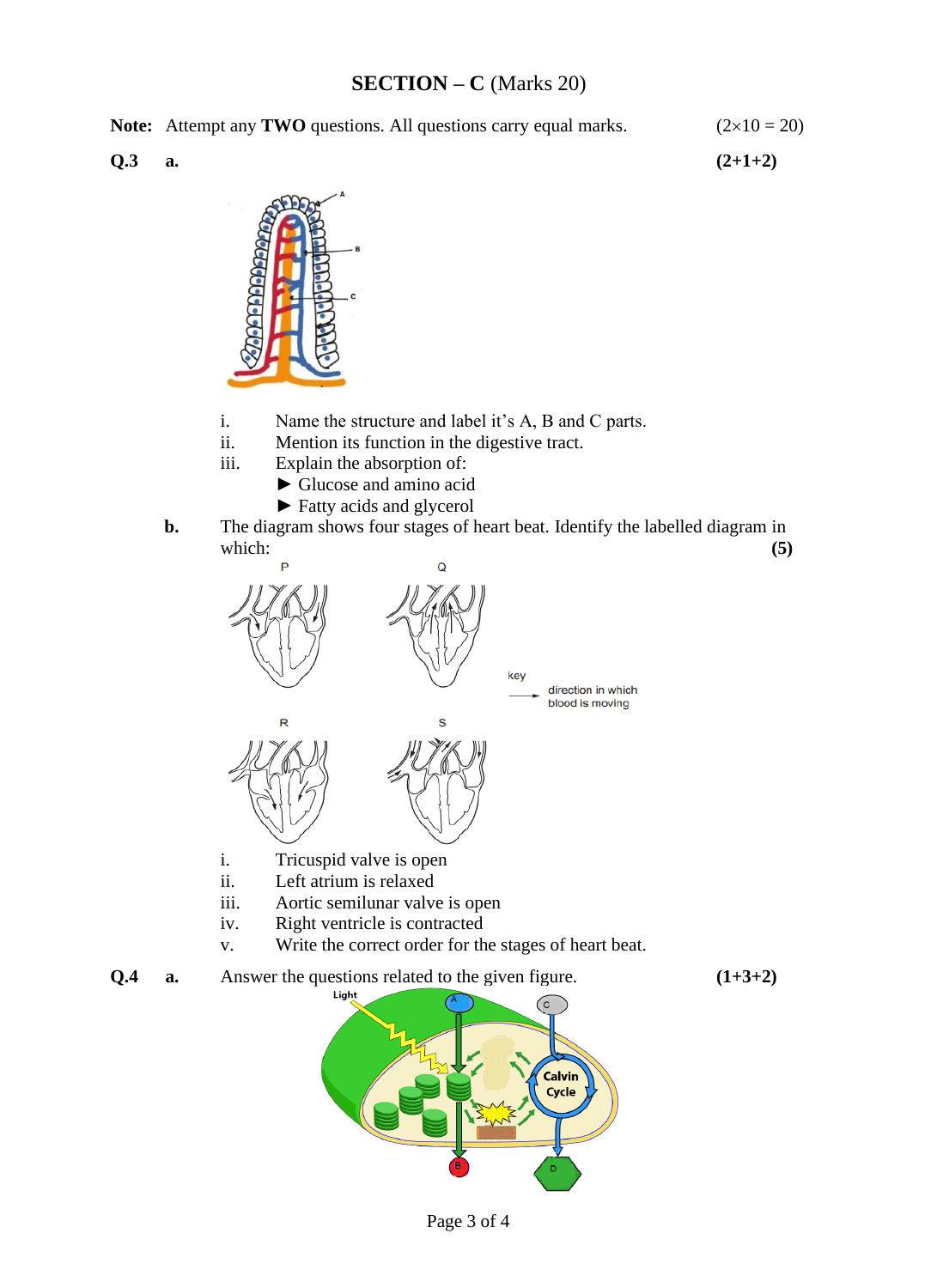## SECTION – C (Marks 20)

**Note:** Attempt any **TWO** questions. All questions carry equal marks. (2×10 = 20)

**Q.3** **a.** **(2+1+2)**

i. Name the structure and label it's A, B and C parts.

ii. Mention its function in the digestive tract.

iii. Explain the absorption of:

► Glucose and amino acid

► Fatty acids and glycerol

**b.** The diagram shows four stages of heart beat. Identify the labelled diagram in which: **(5)**

i. Tricuspid valve is open

ii. Left atrium is relaxed

iii. Aortic semilunar valve is open

iv. Right ventricle is contracted

v. Write the correct order for the stages of heart beat.

**Q.4** **a.** Answer the questions related to the given figure. **(1+3+2)**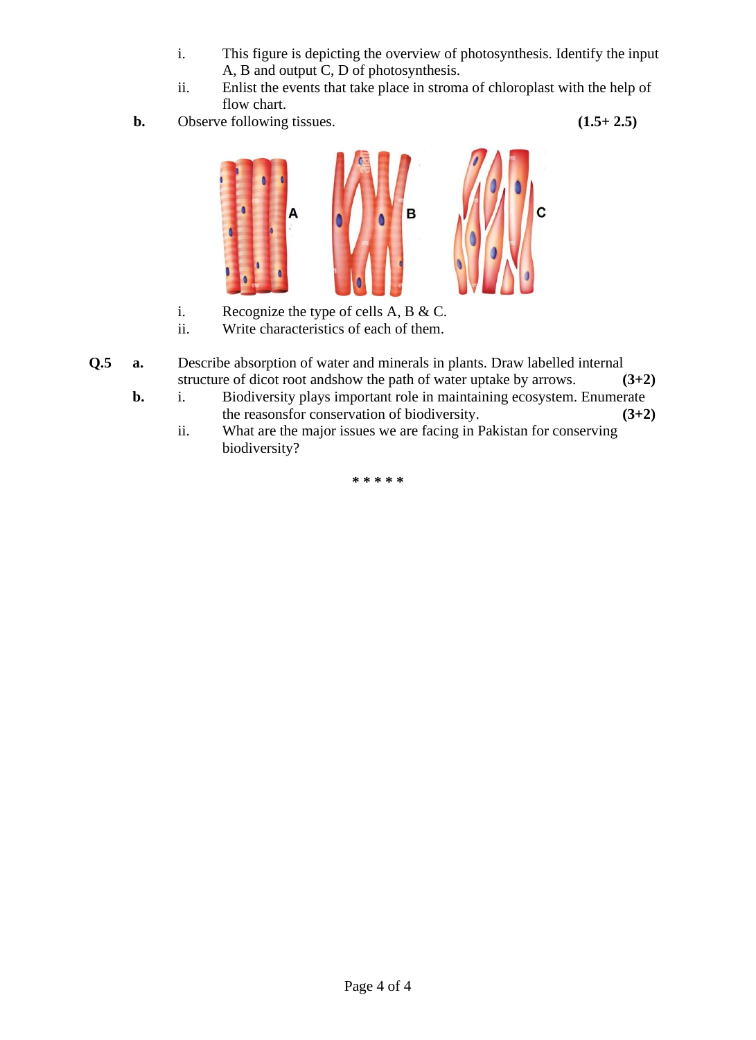i. This figure is depicting the overview of photosynthesis. Identify the input A, B and output C, D of photosynthesis.

ii. Enlist the events that take place in stroma of chloroplast with the help of flow chart.

**b.** Observe following tissues. **(1.5+ 2.5)**

i. Recognize the type of cells A, B & C.

ii. Write characteristics of each of them.

**Q.5 a.** Describe absorption of water and minerals in plants. Draw labelled internal structure of dicot root andshow the path of water uptake by arrows. **(3+2)**

**b.** i. Biodiversity plays important role in maintaining ecosystem. Enumerate the reasonsfor conservation of biodiversity. **(3+2)**

ii. What are the major issues we are facing in Pakistan for conserving biodiversity?

\* \* \* \* \*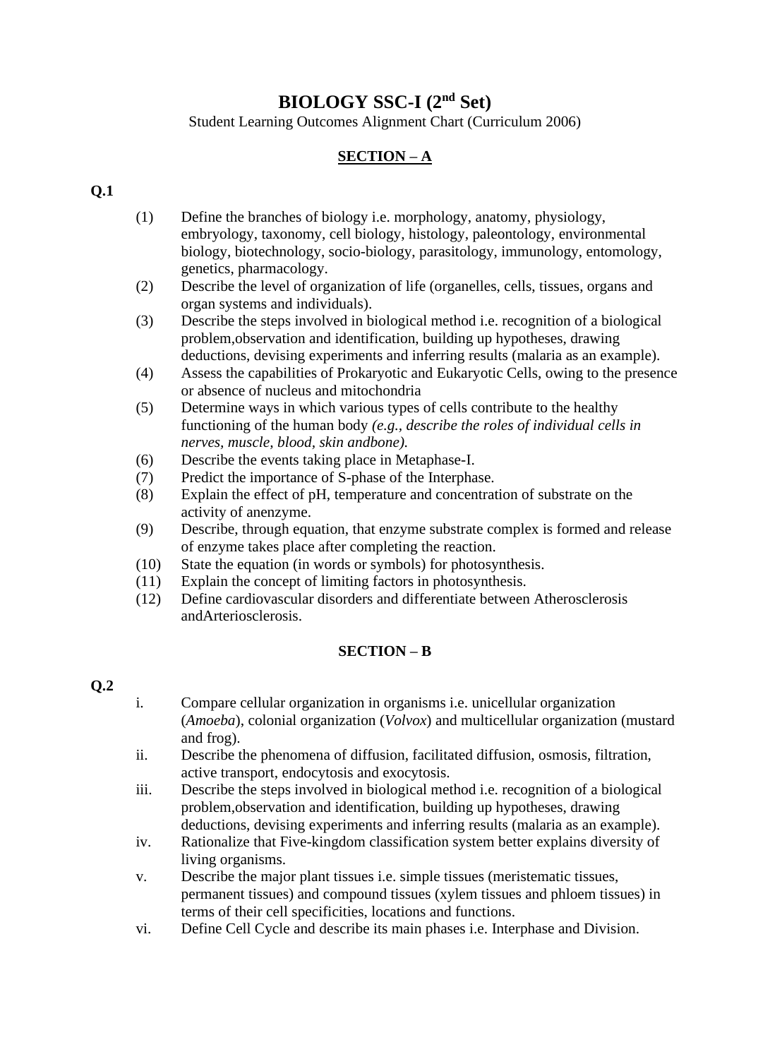# BIOLOGY SSC-I (2nd Set)

Student Learning Outcomes Alignment Chart (Curriculum 2006)

## SECTION – A

**Q.1**

(1) Define the branches of biology i.e. morphology, anatomy, physiology, embryology, taxonomy, cell biology, histology, paleontology, environmental biology, biotechnology, socio-biology, parasitology, immunology, entomology, genetics, pharmacology.

(2) Describe the level of organization of life (organelles, cells, tissues, organs and organ systems and individuals).

(3) Describe the steps involved in biological method i.e. recognition of a biological problem,observation and identification, building up hypotheses, drawing deductions, devising experiments and inferring results (malaria as an example).

(4) Assess the capabilities of Prokaryotic and Eukaryotic Cells, owing to the presence or absence of nucleus and mitochondria

(5) Determine ways in which various types of cells contribute to the healthy functioning of the human body *(e.g., describe the roles of individual cells in nerves, muscle, blood, skin andbone).*

(6) Describe the events taking place in Metaphase-I.

(7) Predict the importance of S-phase of the Interphase.

(8) Explain the effect of pH, temperature and concentration of substrate on the activity of anenzyme.

(9) Describe, through equation, that enzyme substrate complex is formed and release of enzyme takes place after completing the reaction.

(10) State the equation (in words or symbols) for photosynthesis.

(11) Explain the concept of limiting factors in photosynthesis.

(12) Define cardiovascular disorders and differentiate between Atherosclerosis andArteriosclerosis.

## SECTION – B

**Q.2**

i. Compare cellular organization in organisms i.e. unicellular organization (*Amoeba*), colonial organization (*Volvox*) and multicellular organization (mustard and frog).

ii. Describe the phenomena of diffusion, facilitated diffusion, osmosis, filtration, active transport, endocytosis and exocytosis.

iii. Describe the steps involved in biological method i.e. recognition of a biological problem,observation and identification, building up hypotheses, drawing deductions, devising experiments and inferring results (malaria as an example).

iv. Rationalize that Five-kingdom classification system better explains diversity of living organisms.

v. Describe the major plant tissues i.e. simple tissues (meristematic tissues, permanent tissues) and compound tissues (xylem tissues and phloem tissues) in terms of their cell specificities, locations and functions.

vi. Define Cell Cycle and describe its main phases i.e. Interphase and Division.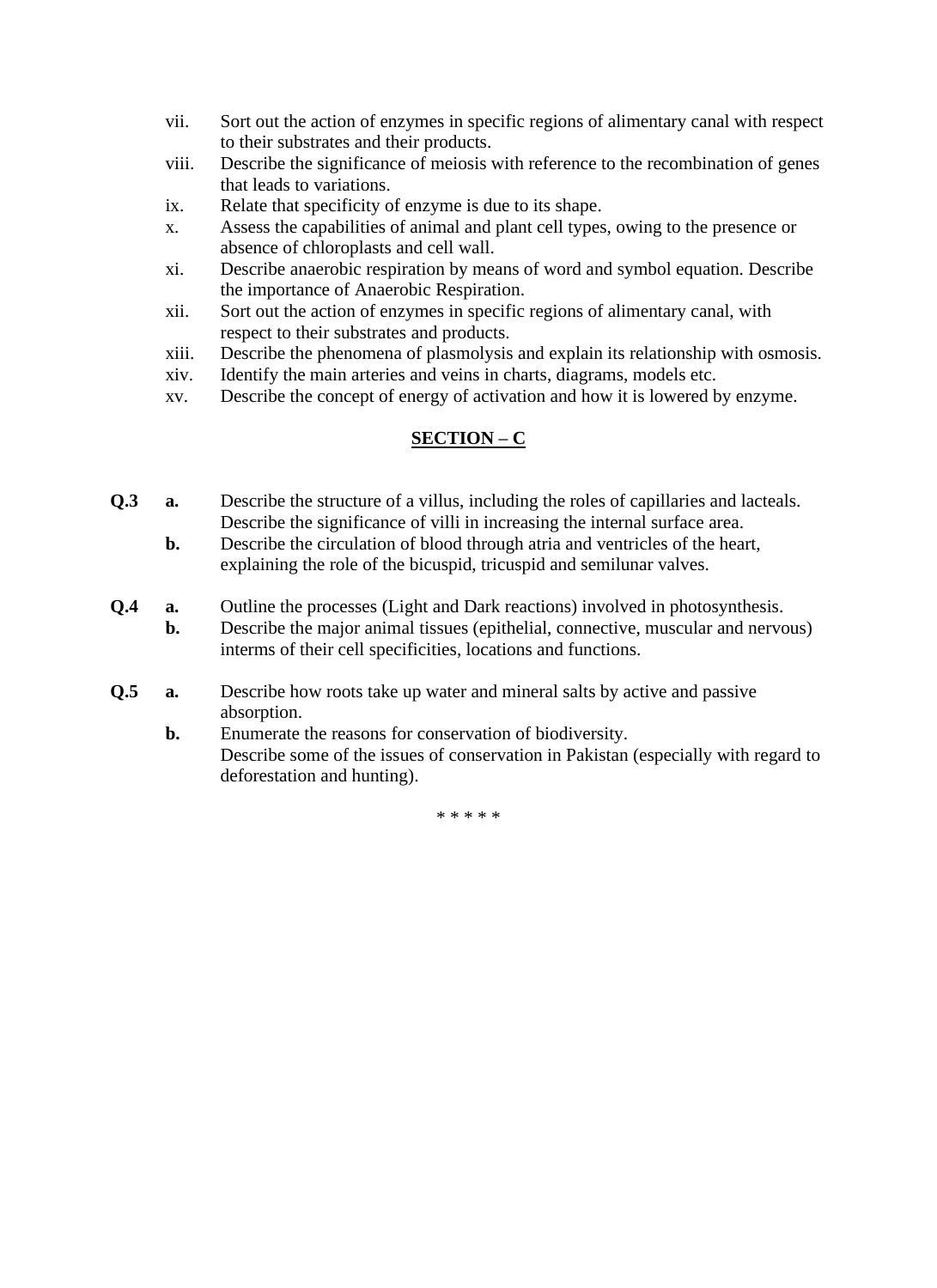vii. Sort out the action of enzymes in specific regions of alimentary canal with respect to their substrates and their products.

viii. Describe the significance of meiosis with reference to the recombination of genes that leads to variations.

ix. Relate that specificity of enzyme is due to its shape.

x. Assess the capabilities of animal and plant cell types, owing to the presence or absence of chloroplasts and cell wall.

xi. Describe anaerobic respiration by means of word and symbol equation. Describe the importance of Anaerobic Respiration.

xii. Sort out the action of enzymes in specific regions of alimentary canal, with respect to their substrates and products.

xiii. Describe the phenomena of plasmolysis and explain its relationship with osmosis.

xiv. Identify the main arteries and veins in charts, diagrams, models etc.

xv. Describe the concept of energy of activation and how it is lowered by enzyme.

## SECTION – C

**Q.3** **a.** Describe the structure of a villus, including the roles of capillaries and lacteals. Describe the significance of villi in increasing the internal surface area.

**b.** Describe the circulation of blood through atria and ventricles of the heart, explaining the role of the bicuspid, tricuspid and semilunar valves.

**Q.4** **a.** Outline the processes (Light and Dark reactions) involved in photosynthesis.

**b.** Describe the major animal tissues (epithelial, connective, muscular and nervous) interms of their cell specificities, locations and functions.

**Q.5** **a.** Describe how roots take up water and mineral salts by active and passive absorption.

**b.** Enumerate the reasons for conservation of biodiversity.
Describe some of the issues of conservation in Pakistan (especially with regard to deforestation and hunting).

\* \* \* \* \*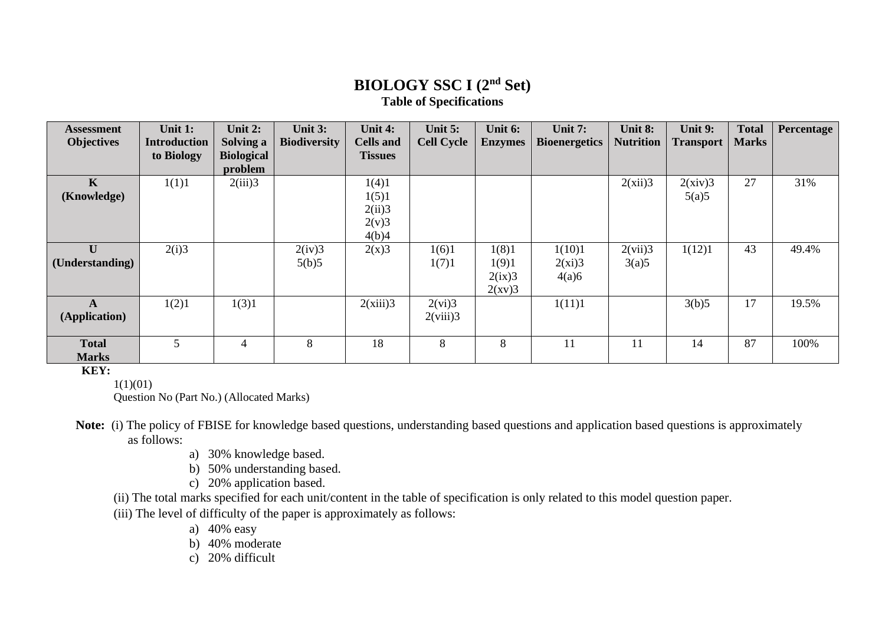# BIOLOGY SSC I (2nd Set)

## Table of Specifications

| Assessment Objectives | Unit 1: Introduction to Biology | Unit 2: Solving a Biological problem | Unit 3: Biodiversity | Unit 4: Cells and Tissues | Unit 5: Cell Cycle | Unit 6: Enzymes | Unit 7: Bioenergetics | Unit 8: Nutrition | Unit 9: Transport | Total Marks | Percentage |
|---|---|---|---|---|---|---|---|---|---|---|---|
| **K (Knowledge)** | 1(1)1 | 2(iii)3 | | 1(4)1<br>1(5)1<br>2(ii)3<br>2(v)3<br>4(b)4 | | | | 2(xii)3 | 2(xiv)3<br>5(a)5 | 27 | 31% |
| **U (Understanding)** | 2(i)3 | | 2(iv)3<br>5(b)5 | 2(x)3 | 1(6)1<br>1(7)1 | 1(8)1<br>1(9)1<br>2(ix)3<br>2(xv)3 | 1(10)1<br>2(xi)3<br>4(a)6 | 2(vii)3<br>3(a)5 | 1(12)1 | 43 | 49.4% |
| **A (Application)** | 1(2)1 | 1(3)1 | | 2(xiii)3 | 2(vi)3<br>2(viii)3 | | 1(11)1 | | 3(b)5 | 17 | 19.5% |
| **Total Marks** | 5 | 4 | 8 | 18 | 8 | 8 | 11 | 11 | 14 | 87 | 100% |

**KEY:**

1(1)(01)
Question No (Part No.) (Allocated Marks)

**Note:** (i) The policy of FBISE for knowledge based questions, understanding based questions and application based questions is approximately as follows:

a) 30% knowledge based.
b) 50% understanding based.
c) 20% application based.

(ii) The total marks specified for each unit/content in the table of specification is only related to this model question paper.

(iii) The level of difficulty of the paper is approximately as follows:

a) 40% easy
b) 40% moderate
c) 20% difficult